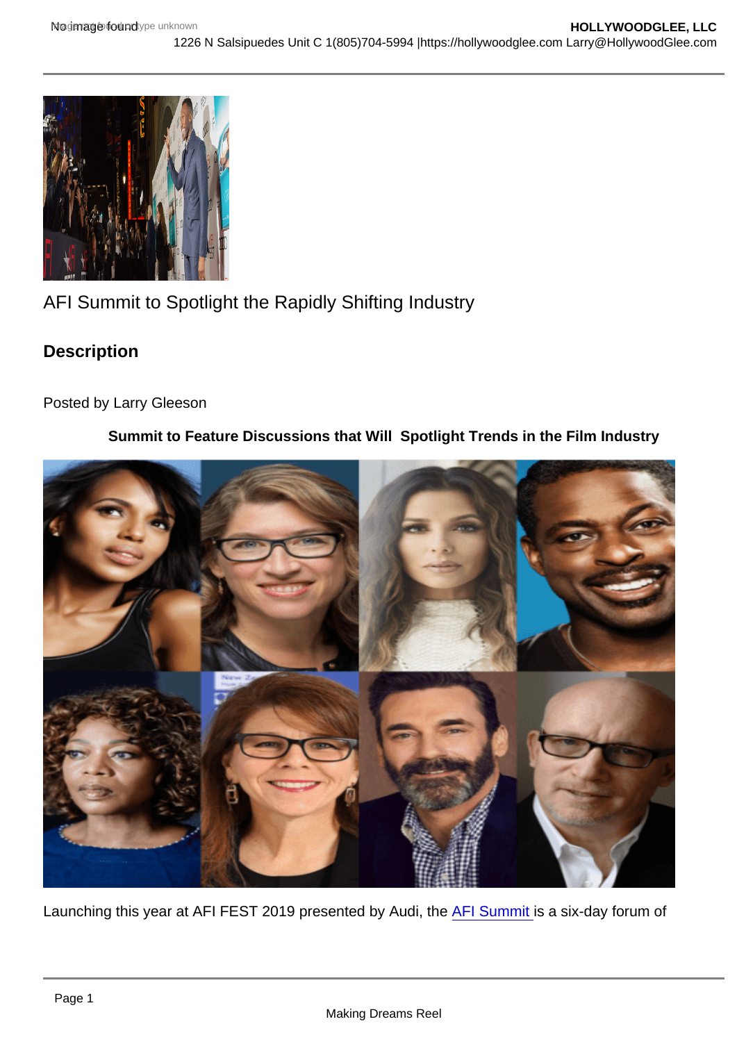# AFI Summit to Spotlight the Rapidly Shifting Industry

## Description

Posted by Larry Gleeson

**Summit to Feature Discussions that Will Spotlight Trends in the Film Industry**

Launching this year at AFI FEST 2019 presented by Audi, the AFI Summit is a six-day forum of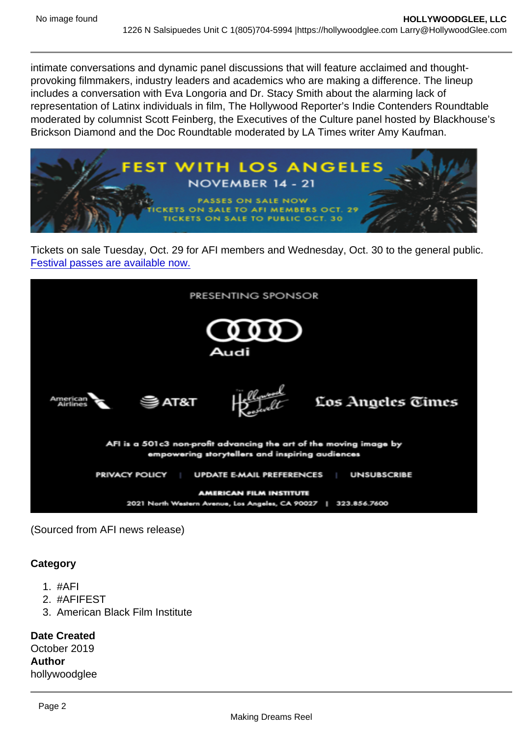intimate conversations and dynamic panel discussions that will feature acclaimed and thought-provoking filmmakers, industry leaders and academics who are making a difference. The lineup includes a conversation with Eva Longoria and Dr. Stacy Smith about the alarming lack of representation of Latinx individuals in film, The Hollywood Reporter's Indie Contenders Roundtable moderated by columnist Scott Feinberg, the Executives of the Culture panel hosted by Blackhouse's Brickson Diamond and the Doc Roundtable moderated by LA Times writer Amy Kaufman.

Tickets on sale Tuesday, Oct. 29 for AFI members and Wednesday, Oct. 30 to the general public. [Festival passes are available now.]

(Sourced from AFI news release)

**Category**

1. #AFI
2. #AFIFEST
3. American Black Film Institute

**Date Created**
October 2019
**Author**
hollywoodglee